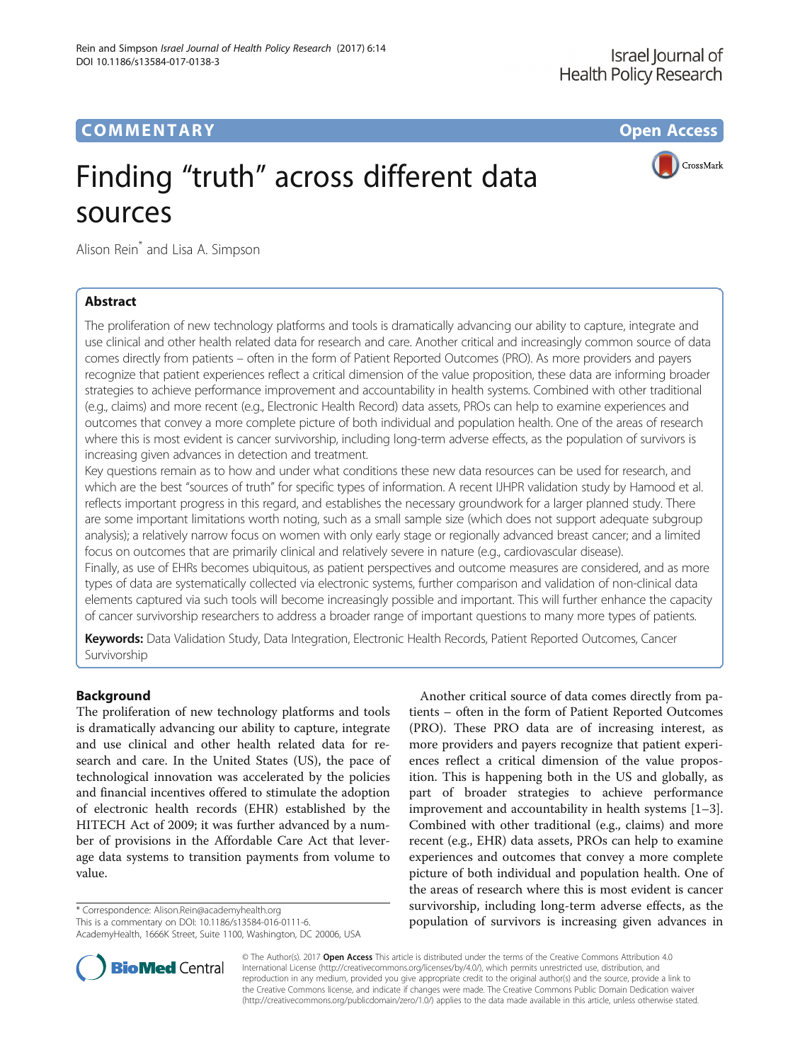**COMMENTARY** **Open Access**

# Finding "truth" across different data sources

Alison Rein* and Lisa A. Simpson

## Abstract

The proliferation of new technology platforms and tools is dramatically advancing our ability to capture, integrate and use clinical and other health related data for research and care. Another critical and increasingly common source of data comes directly from patients – often in the form of Patient Reported Outcomes (PRO). As more providers and payers recognize that patient experiences reflect a critical dimension of the value proposition, these data are informing broader strategies to achieve performance improvement and accountability in health systems. Combined with other traditional (e.g., claims) and more recent (e.g., Electronic Health Record) data assets, PROs can help to examine experiences and outcomes that convey a more complete picture of both individual and population health. One of the areas of research where this is most evident is cancer survivorship, including long-term adverse effects, as the population of survivors is increasing given advances in detection and treatment.

Key questions remain as to how and under what conditions these new data resources can be used for research, and which are the best "sources of truth" for specific types of information. A recent IJHPR validation study by Hamood et al. reflects important progress in this regard, and establishes the necessary groundwork for a larger planned study. There are some important limitations worth noting, such as a small sample size (which does not support adequate subgroup analysis); a relatively narrow focus on women with only early stage or regionally advanced breast cancer; and a limited focus on outcomes that are primarily clinical and relatively severe in nature (e.g., cardiovascular disease).

Finally, as use of EHRs becomes ubiquitous, as patient perspectives and outcome measures are considered, and as more types of data are systematically collected via electronic systems, further comparison and validation of non-clinical data elements captured via such tools will become increasingly possible and important. This will further enhance the capacity of cancer survivorship researchers to address a broader range of important questions to many more types of patients.

**Keywords:** Data Validation Study, Data Integration, Electronic Health Records, Patient Reported Outcomes, Cancer Survivorship

## Background

The proliferation of new technology platforms and tools is dramatically advancing our ability to capture, integrate and use clinical and other health related data for research and care. In the United States (US), the pace of technological innovation was accelerated by the policies and financial incentives offered to stimulate the adoption of electronic health records (EHR) established by the HITECH Act of 2009; it was further advanced by a number of provisions in the Affordable Care Act that leverage data systems to transition payments from volume to value.

Another critical source of data comes directly from patients – often in the form of Patient Reported Outcomes (PRO). These PRO data are of increasing interest, as more providers and payers recognize that patient experiences reflect a critical dimension of the value proposition. This is happening both in the US and globally, as part of broader strategies to achieve performance improvement and accountability in health systems [1–3]. Combined with other traditional (e.g., claims) and more recent (e.g., EHR) data assets, PROs can help to examine experiences and outcomes that convey a more complete picture of both individual and population health. One of the areas of research where this is most evident is cancer survivorship, including long-term adverse effects, as the population of survivors is increasing given advances in

* Correspondence: Alison.Rein@academyhealth.org
This is a commentary on DOI: 10.1186/s13584-016-0111-6.
AcademyHealth, 1666K Street, Suite 1100, Washington, DC 20006, USA

© The Author(s). 2017 **Open Access** This article is distributed under the terms of the Creative Commons Attribution 4.0 International License (http://creativecommons.org/licenses/by/4.0/), which permits unrestricted use, distribution, and reproduction in any medium, provided you give appropriate credit to the original author(s) and the source, provide a link to the Creative Commons license, and indicate if changes were made. The Creative Commons Public Domain Dedication waiver (http://creativecommons.org/publicdomain/zero/1.0/) applies to the data made available in this article, unless otherwise stated.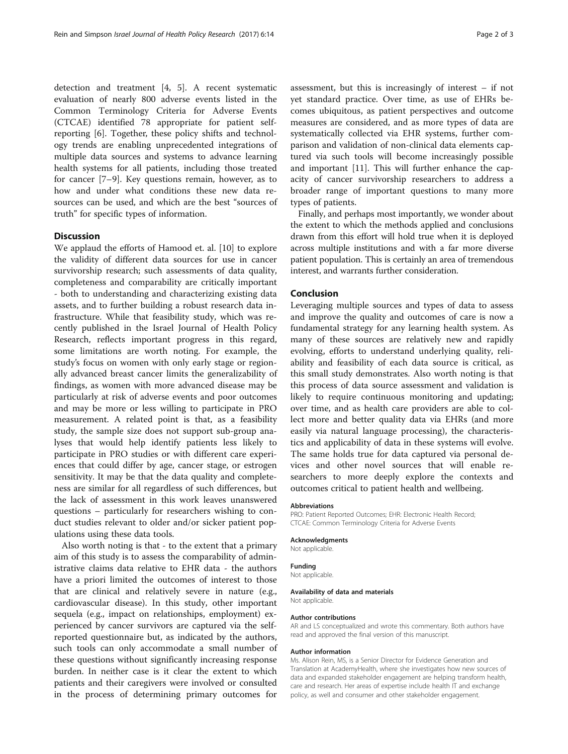detection and treatment [4, 5]. A recent systematic evaluation of nearly 800 adverse events listed in the Common Terminology Criteria for Adverse Events (CTCAE) identified 78 appropriate for patient self-reporting [6]. Together, these policy shifts and technology trends are enabling unprecedented integrations of multiple data sources and systems to advance learning health systems for all patients, including those treated for cancer [7–9]. Key questions remain, however, as to how and under what conditions these new data resources can be used, and which are the best "sources of truth" for specific types of information.

## Discussion

We applaud the efforts of Hamood et. al. [10] to explore the validity of different data sources for use in cancer survivorship research; such assessments of data quality, completeness and comparability are critically important - both to understanding and characterizing existing data assets, and to further building a robust research data infrastructure. While that feasibility study, which was recently published in the Israel Journal of Health Policy Research, reflects important progress in this regard, some limitations are worth noting. For example, the study's focus on women with only early stage or regionally advanced breast cancer limits the generalizability of findings, as women with more advanced disease may be particularly at risk of adverse events and poor outcomes and may be more or less willing to participate in PRO measurement. A related point is that, as a feasibility study, the sample size does not support sub-group analyses that would help identify patients less likely to participate in PRO studies or with different care experiences that could differ by age, cancer stage, or estrogen sensitivity. It may be that the data quality and completeness are similar for all regardless of such differences, but the lack of assessment in this work leaves unanswered questions – particularly for researchers wishing to conduct studies relevant to older and/or sicker patient populations using these data tools.

Also worth noting is that - to the extent that a primary aim of this study is to assess the comparability of administrative claims data relative to EHR data - the authors have a priori limited the outcomes of interest to those that are clinical and relatively severe in nature (e.g., cardiovascular disease). In this study, other important sequela (e.g., impact on relationships, employment) experienced by cancer survivors are captured via the self-reported questionnaire but, as indicated by the authors, such tools can only accommodate a small number of these questions without significantly increasing response burden. In neither case is it clear the extent to which patients and their caregivers were involved or consulted in the process of determining primary outcomes for assessment, but this is increasingly of interest – if not yet standard practice. Over time, as use of EHRs becomes ubiquitous, as patient perspectives and outcome measures are considered, and as more types of data are systematically collected via EHR systems, further comparison and validation of non-clinical data elements captured via such tools will become increasingly possible and important [11]. This will further enhance the capacity of cancer survivorship researchers to address a broader range of important questions to many more types of patients.

Finally, and perhaps most importantly, we wonder about the extent to which the methods applied and conclusions drawn from this effort will hold true when it is deployed across multiple institutions and with a far more diverse patient population. This is certainly an area of tremendous interest, and warrants further consideration.

## Conclusion

Leveraging multiple sources and types of data to assess and improve the quality and outcomes of care is now a fundamental strategy for any learning health system. As many of these sources are relatively new and rapidly evolving, efforts to understand underlying quality, reliability and feasibility of each data source is critical, as this small study demonstrates. Also worth noting is that this process of data source assessment and validation is likely to require continuous monitoring and updating; over time, and as health care providers are able to collect more and better quality data via EHRs (and more easily via natural language processing), the characteristics and applicability of data in these systems will evolve. The same holds true for data captured via personal devices and other novel sources that will enable researchers to more deeply explore the contexts and outcomes critical to patient health and wellbeing.

#### Abbreviations

PRO: Patient Reported Outcomes; EHR: Electronic Health Record; CTCAE: Common Terminology Criteria for Adverse Events

#### Acknowledgments

Not applicable.

#### Funding

Not applicable.

#### Availability of data and materials

Not applicable.

#### Author contributions

AR and LS conceptualized and wrote this commentary. Both authors have read and approved the final version of this manuscript.

#### Author information

Ms. Alison Rein, MS, is a Senior Director for Evidence Generation and Translation at AcademyHealth, where she investigates how new sources of data and expanded stakeholder engagement are helping transform health, care and research. Her areas of expertise include health IT and exchange policy, as well and consumer and other stakeholder engagement.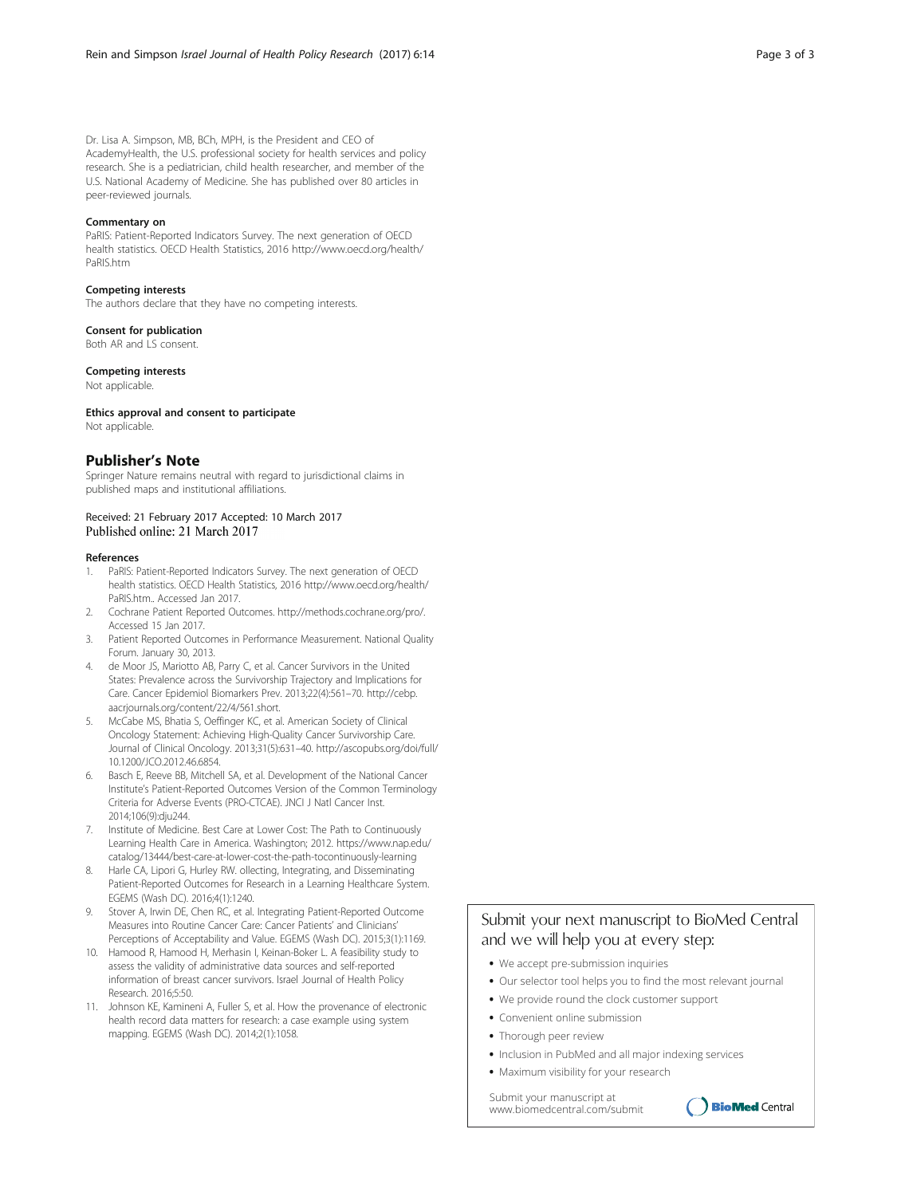Dr. Lisa A. Simpson, MB, BCh, MPH, is the President and CEO of AcademyHealth, the U.S. professional society for health services and policy research. She is a pediatrician, child health researcher, and member of the U.S. National Academy of Medicine. She has published over 80 articles in peer-reviewed journals.

#### Commentary on

PaRIS: Patient-Reported Indicators Survey. The next generation of OECD health statistics. OECD Health Statistics, 2016 http://www.oecd.org/health/PaRIS.htm

#### Competing interests

The authors declare that they have no competing interests.

#### Consent for publication

Both AR and LS consent.

#### Competing interests

Not applicable.

#### Ethics approval and consent to participate

Not applicable.

## Publisher's Note

Springer Nature remains neutral with regard to jurisdictional claims in published maps and institutional affiliations.

Received: 21 February 2017 Accepted: 10 March 2017
Published online: 21 March 2017

#### References

1. PaRIS: Patient-Reported Indicators Survey. The next generation of OECD health statistics. OECD Health Statistics, 2016 http://www.oecd.org/health/PaRIS.htm.. Accessed Jan 2017.
2. Cochrane Patient Reported Outcomes. http://methods.cochrane.org/pro/. Accessed 15 Jan 2017.
3. Patient Reported Outcomes in Performance Measurement. National Quality Forum. January 30, 2013.
4. de Moor JS, Mariotto AB, Parry C, et al. Cancer Survivors in the United States: Prevalence across the Survivorship Trajectory and Implications for Care. Cancer Epidemiol Biomarkers Prev. 2013;22(4):561–70. http://cebp.aacrjournals.org/content/22/4/561.short.
5. McCabe MS, Bhatia S, Oeffinger KC, et al. American Society of Clinical Oncology Statement: Achieving High-Quality Cancer Survivorship Care. Journal of Clinical Oncology. 2013;31(5):631–40. http://ascopubs.org/doi/full/10.1200/JCO.2012.46.6854.
6. Basch E, Reeve BB, Mitchell SA, et al. Development of the National Cancer Institute's Patient-Reported Outcomes Version of the Common Terminology Criteria for Adverse Events (PRO-CTCAE). JNCI J Natl Cancer Inst. 2014;106(9):dju244.
7. Institute of Medicine. Best Care at Lower Cost: The Path to Continuously Learning Health Care in America. Washington; 2012. https://www.nap.edu/catalog/13444/best-care-at-lower-cost-the-path-tocontinuously-learning
8. Harle CA, Lipori G, Hurley RW. ollecting, Integrating, and Disseminating Patient-Reported Outcomes for Research in a Learning Healthcare System. EGEMS (Wash DC). 2016;4(1):1240.
9. Stover A, Irwin DE, Chen RC, et al. Integrating Patient-Reported Outcome Measures into Routine Cancer Care: Cancer Patients' and Clinicians' Perceptions of Acceptability and Value. EGEMS (Wash DC). 2015;3(1):1169.
10. Hamood R, Hamood H, Merhasin I, Keinan-Boker L. A feasibility study to assess the validity of administrative data sources and self-reported information of breast cancer survivors. Israel Journal of Health Policy Research. 2016;5:50.
11. Johnson KE, Kamineni A, Fuller S, et al. How the provenance of electronic health record data matters for research: a case example using system mapping. EGEMS (Wash DC). 2014;2(1):1058.

Submit your next manuscript to BioMed Central and we will help you at every step:

- We accept pre-submission inquiries
- Our selector tool helps you to find the most relevant journal
- We provide round the clock customer support
- Convenient online submission
- Thorough peer review
- Inclusion in PubMed and all major indexing services
- Maximum visibility for your research

Submit your manuscript at www.biomedcentral.com/submit

BioMed Central